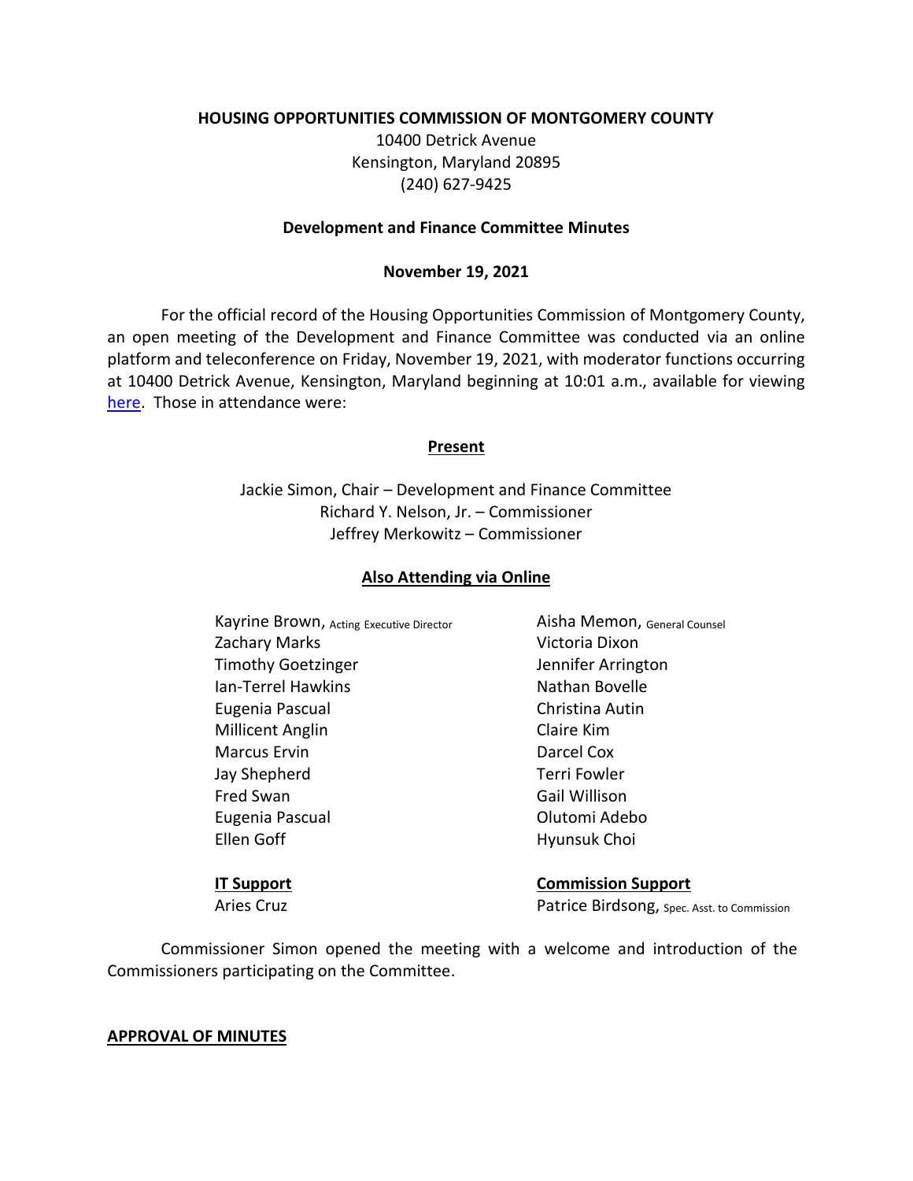**HOUSING OPPORTUNITIES COMMISSION OF MONTGOMERY COUNTY**

10400 Detrick Avenue
Kensington, Maryland 20895
(240) 627-9425

**Development and Finance Committee Minutes**

**November 19, 2021**

For the official record of the Housing Opportunities Commission of Montgomery County, an open meeting of the Development and Finance Committee was conducted via an online platform and teleconference on Friday, November 19, 2021, with moderator functions occurring at 10400 Detrick Avenue, Kensington, Maryland beginning at 10:01 a.m., available for viewing here. Those in attendance were:

**Present**

Jackie Simon, Chair – Development and Finance Committee
Richard Y. Nelson, Jr. – Commissioner
Jeffrey Merkowitz – Commissioner

**Also Attending via Online**

Kayrine Brown, Acting Executive Director
Zachary Marks
Timothy Goetzinger
Ian-Terrel Hawkins
Eugenia Pascual
Millicent Anglin
Marcus Ervin
Jay Shepherd
Fred Swan
Eugenia Pascual
Ellen Goff

Aisha Memon, General Counsel
Victoria Dixon
Jennifer Arrington
Nathan Bovelle
Christina Autin
Claire Kim
Darcel Cox
Terri Fowler
Gail Willison
Olutomi Adebo
Hyunsuk Choi

**IT Support**
Aries Cruz

**Commission Support**
Patrice Birdsong, Spec. Asst. to Commission

Commissioner Simon opened the meeting with a welcome and introduction of the Commissioners participating on the Committee.

**APPROVAL OF MINUTES**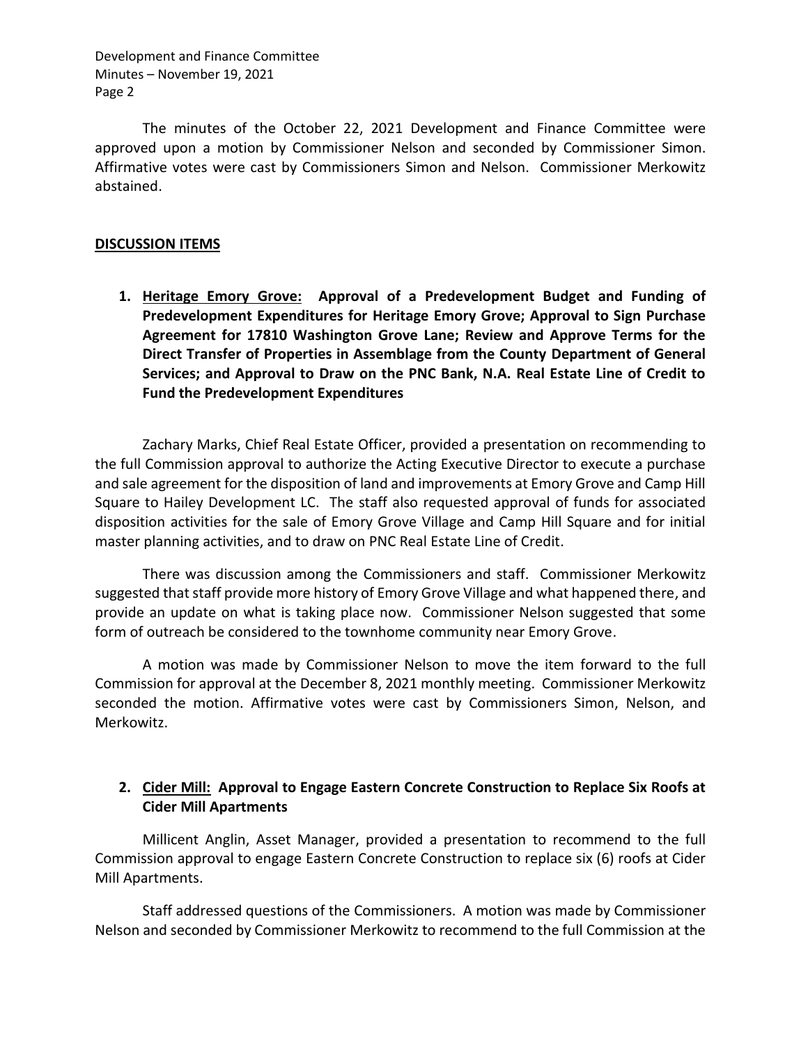The minutes of the October 22, 2021 Development and Finance Committee were approved upon a motion by Commissioner Nelson and seconded by Commissioner Simon. Affirmative votes were cast by Commissioners Simon and Nelson. Commissioner Merkowitz abstained.

## DISCUSSION ITEMS

1. **Heritage Emory Grove: Approval of a Predevelopment Budget and Funding of Predevelopment Expenditures for Heritage Emory Grove; Approval to Sign Purchase Agreement for 17810 Washington Grove Lane; Review and Approve Terms for the Direct Transfer of Properties in Assemblage from the County Department of General Services; and Approval to Draw on the PNC Bank, N.A. Real Estate Line of Credit to Fund the Predevelopment Expenditures**

Zachary Marks, Chief Real Estate Officer, provided a presentation on recommending to the full Commission approval to authorize the Acting Executive Director to execute a purchase and sale agreement for the disposition of land and improvements at Emory Grove and Camp Hill Square to Hailey Development LC. The staff also requested approval of funds for associated disposition activities for the sale of Emory Grove Village and Camp Hill Square and for initial master planning activities, and to draw on PNC Real Estate Line of Credit.

There was discussion among the Commissioners and staff. Commissioner Merkowitz suggested that staff provide more history of Emory Grove Village and what happened there, and provide an update on what is taking place now. Commissioner Nelson suggested that some form of outreach be considered to the townhome community near Emory Grove.

A motion was made by Commissioner Nelson to move the item forward to the full Commission for approval at the December 8, 2021 monthly meeting. Commissioner Merkowitz seconded the motion. Affirmative votes were cast by Commissioners Simon, Nelson, and Merkowitz.

2. **Cider Mill: Approval to Engage Eastern Concrete Construction to Replace Six Roofs at Cider Mill Apartments**

Millicent Anglin, Asset Manager, provided a presentation to recommend to the full Commission approval to engage Eastern Concrete Construction to replace six (6) roofs at Cider Mill Apartments.

Staff addressed questions of the Commissioners. A motion was made by Commissioner Nelson and seconded by Commissioner Merkowitz to recommend to the full Commission at the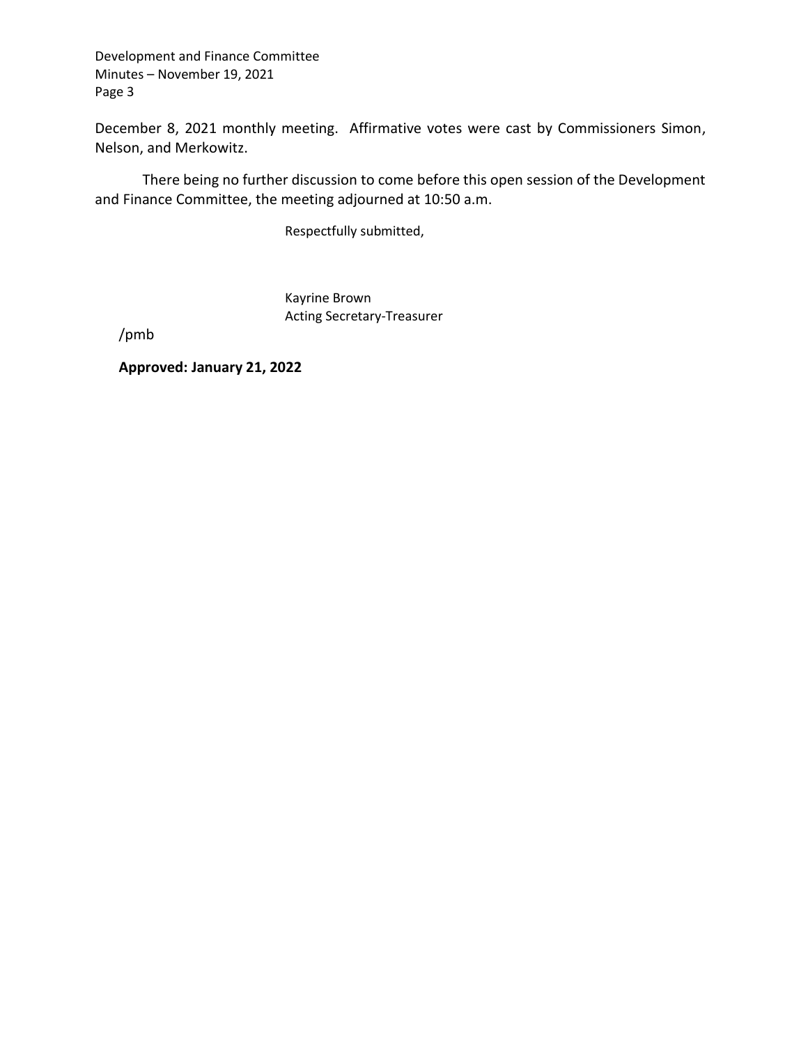December 8, 2021 monthly meeting. Affirmative votes were cast by Commissioners Simon, Nelson, and Merkowitz.

There being no further discussion to come before this open session of the Development and Finance Committee, the meeting adjourned at 10:50 a.m.

Respectfully submitted,

Kayrine Brown
Acting Secretary-Treasurer

/pmb

**Approved: January 21, 2022**